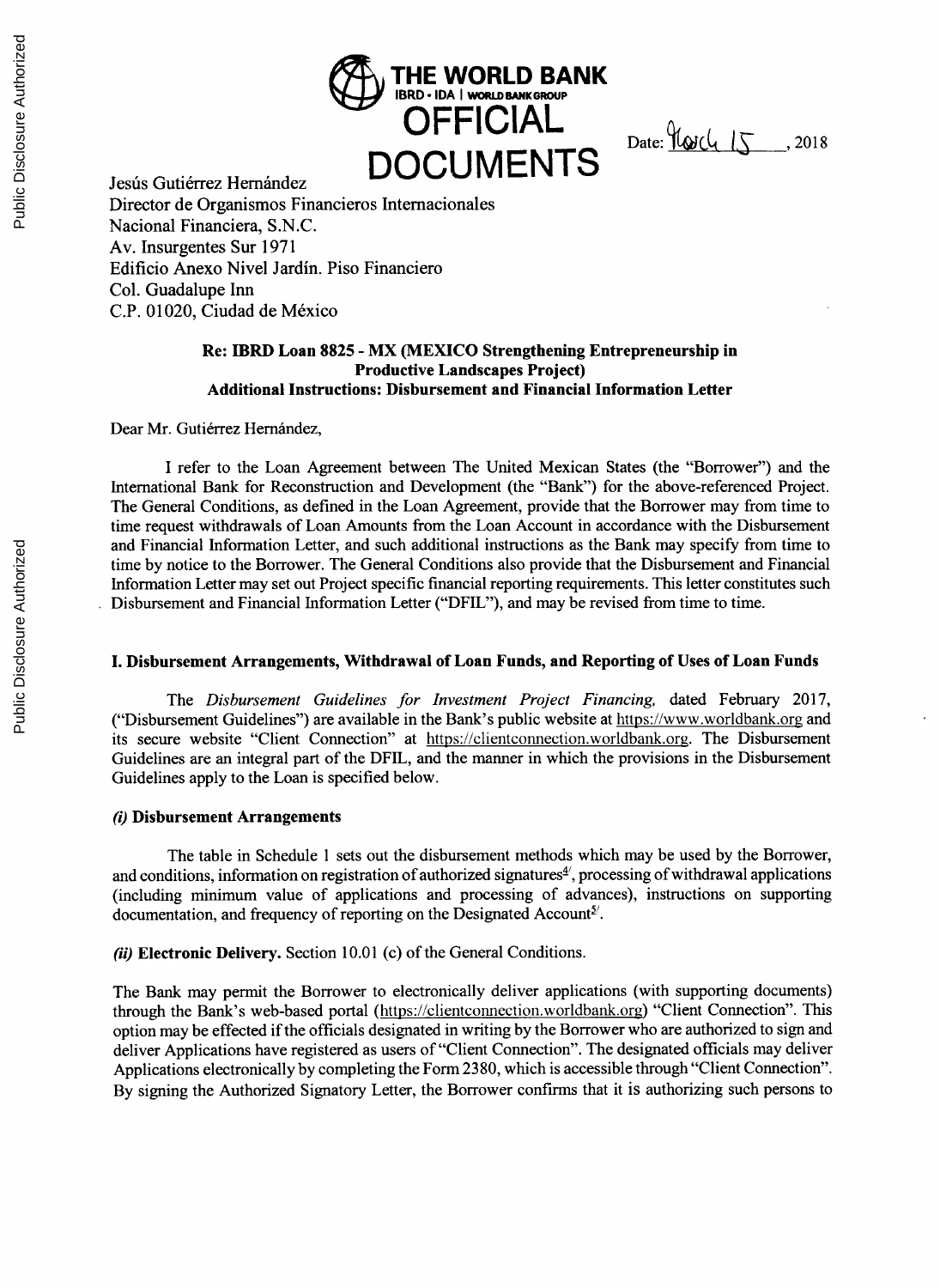THE WORLD BANK
IBRD • IDA | WORLD BANK GROUP

**OFFICIAL DOCUMENTS**

Date: March 15, 2018

Jesús Gutiérrez Hernández
Director de Organismos Financieros Internacionales
Nacional Financiera, S.N.C.
Av. Insurgentes Sur 1971
Edificio Anexo Nivel Jardín. Piso Financiero
Col. Guadalupe Inn
C.P. 01020, Ciudad de México

**Re: IBRD Loan 8825 - MX (MEXICO Strengthening Entrepreneurship in Productive Landscapes Project)**
**Additional Instructions: Disbursement and Financial Information Letter**

Dear Mr. Gutiérrez Hernández,

I refer to the Loan Agreement between The United Mexican States (the "Borrower") and the International Bank for Reconstruction and Development (the "Bank") for the above-referenced Project. The General Conditions, as defined in the Loan Agreement, provide that the Borrower may from time to time request withdrawals of Loan Amounts from the Loan Account in accordance with the Disbursement and Financial Information Letter, and such additional instructions as the Bank may specify from time to time by notice to the Borrower. The General Conditions also provide that the Disbursement and Financial Information Letter may set out Project specific financial reporting requirements. This letter constitutes such Disbursement and Financial Information Letter ("DFIL"), and may be revised from time to time.

## I. Disbursement Arrangements, Withdrawal of Loan Funds, and Reporting of Uses of Loan Funds

The *Disbursement Guidelines for Investment Project Financing,* dated February 2017, ("Disbursement Guidelines") are available in the Bank's public website at https://www.worldbank.org and its secure website "Client Connection" at https://clientconnection.worldbank.org. The Disbursement Guidelines are an integral part of the DFIL, and the manner in which the provisions in the Disbursement Guidelines apply to the Loan is specified below.

### *(i)* Disbursement Arrangements

The table in Schedule 1 sets out the disbursement methods which may be used by the Borrower, and conditions, information on registration of authorized signatures[4], processing of withdrawal applications (including minimum value of applications and processing of advances), instructions on supporting documentation, and frequency of reporting on the Designated Account[5].

***(ii)* Electronic Delivery.** Section 10.01 (c) of the General Conditions.

The Bank may permit the Borrower to electronically deliver applications (with supporting documents) through the Bank's web-based portal (https://clientconnection.worldbank.org) "Client Connection". This option may be effected if the officials designated in writing by the Borrower who are authorized to sign and deliver Applications have registered as users of "Client Connection". The designated officials may deliver Applications electronically by completing the Form 2380, which is accessible through "Client Connection". By signing the Authorized Signatory Letter, the Borrower confirms that it is authorizing such persons to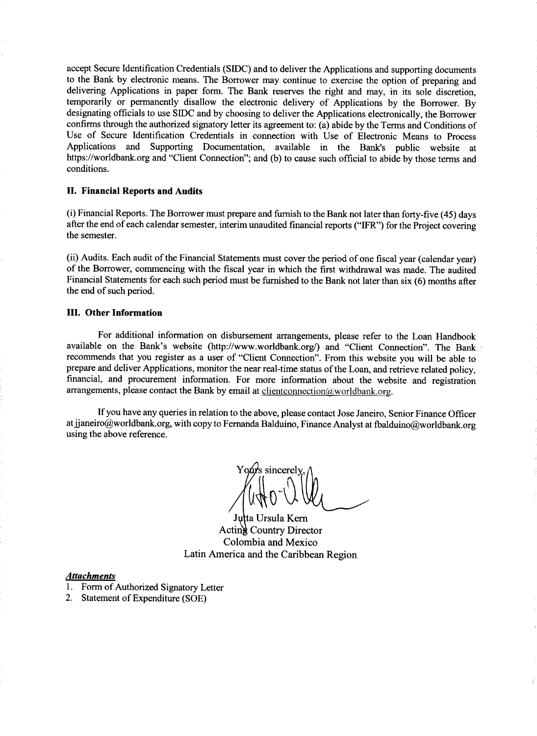accept Secure Identification Credentials (SIDC) and to deliver the Applications and supporting documents to the Bank by electronic means. The Borrower may continue to exercise the option of preparing and delivering Applications in paper form. The Bank reserves the right and may, in its sole discretion, temporarily or permanently disallow the electronic delivery of Applications by the Borrower. By designating officials to use SIDC and by choosing to deliver the Applications electronically, the Borrower confirms through the authorized signatory letter its agreement to: (a) abide by the Terms and Conditions of Use of Secure Identification Credentials in connection with Use of Electronic Means to Process Applications and Supporting Documentation, available in the Bank's public website at https://worldbank.org and "Client Connection"; and (b) to cause such official to abide by those terms and conditions.

**II. Financial Reports and Audits**

(i) Financial Reports. The Borrower must prepare and furnish to the Bank not later than forty-five (45) days after the end of each calendar semester, interim unaudited financial reports ("IFR") for the Project covering the semester.

(ii) Audits. Each audit of the Financial Statements must cover the period of one fiscal year (calendar year) of the Borrower, commencing with the fiscal year in which the first withdrawal was made. The audited Financial Statements for each such period must be furnished to the Bank not later than six (6) months after the end of such period.

**III. Other Information**

For additional information on disbursement arrangements, please refer to the Loan Handbook available on the Bank's website (http://www.worldbank.org/) and "Client Connection". The Bank recommends that you register as a user of "Client Connection". From this website you will be able to prepare and deliver Applications, monitor the near real-time status of the Loan, and retrieve related policy, financial, and procurement information. For more information about the website and registration arrangements, please contact the Bank by email at clientconnection@worldbank.org.

If you have any queries in relation to the above, please contact Jose Janeiro, Senior Finance Officer at jjaneiro@worldbank.org, with copy to Fernanda Balduino, Finance Analyst at fbalduino@worldbank.org using the above reference.

Yours sincerely,

Jutta Ursula Kern
Acting Country Director
Colombia and Mexico
Latin America and the Caribbean Region

***Attachments***

1. Form of Authorized Signatory Letter
2. Statement of Expenditure (SOE)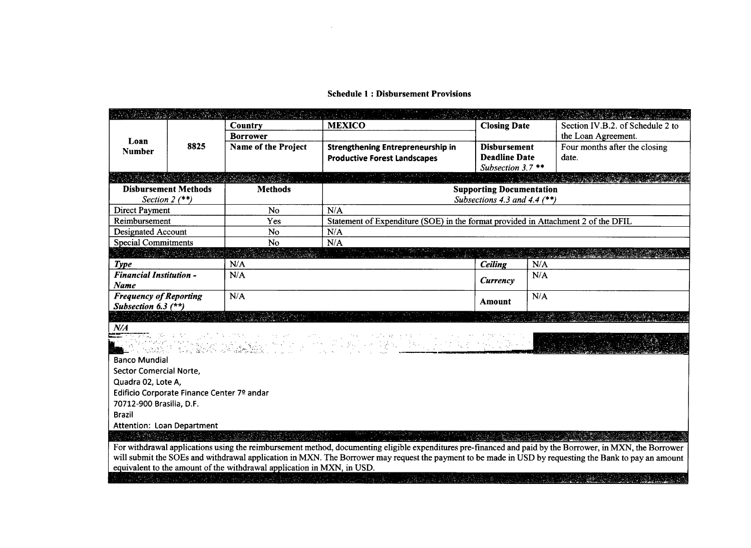**Schedule 1 : Disbursement Provisions**

| Loan Number | 8825 | Country | MEXICO | Closing Date | Section IV.B.2. of Schedule 2 to the Loan Agreement. |
|---|---|---|---|---|---|
| | | Borrower | | | |
| | | Name of the Project | **Strengthening Entrepreneurship in Productive Forest Landscapes** | Disbursement Deadline Date *Subsection 3.7 ** * | Four months after the closing date. |

| Disbursement Methods *Section 2 (**)* | Methods | Supporting Documentation *Subsections 4.3 and 4.4 (**)* |
|---|---|---|
| Direct Payment | No | N/A |
| Reimbursement | Yes | Statement of Expenditure (SOE) in the format provided in Attachment 2 of the DFIL |
| Designated Account | No | N/A |
| Special Commitments | No | N/A |

| | | | |
|---|---|---|---|
| ***Type*** | N/A | ***Ceiling*** | N/A |
| ***Financial Institution - Name*** | N/A | ***Currency*** | N/A |
| ***Frequency of Reporting Subsection 6.3 (**)*** | N/A | **Amount** | N/A |

*N/A*

Banco Mundial
Sector Comercial Norte,
Quadra 02, Lote A,
Edificio Corporate Finance Center 7º andar
70712-900 Brasilia, D.F.
Brazil
Attention: Loan Department

For withdrawal applications using the reimbursement method, documenting eligible expenditures pre-financed and paid by the Borrower, in MXN, the Borrower will submit the SOEs and withdrawal application in MXN. The Borrower may request the payment to be made in USD by requesting the Bank to pay an amount equivalent to the amount of the withdrawal application in MXN, in USD.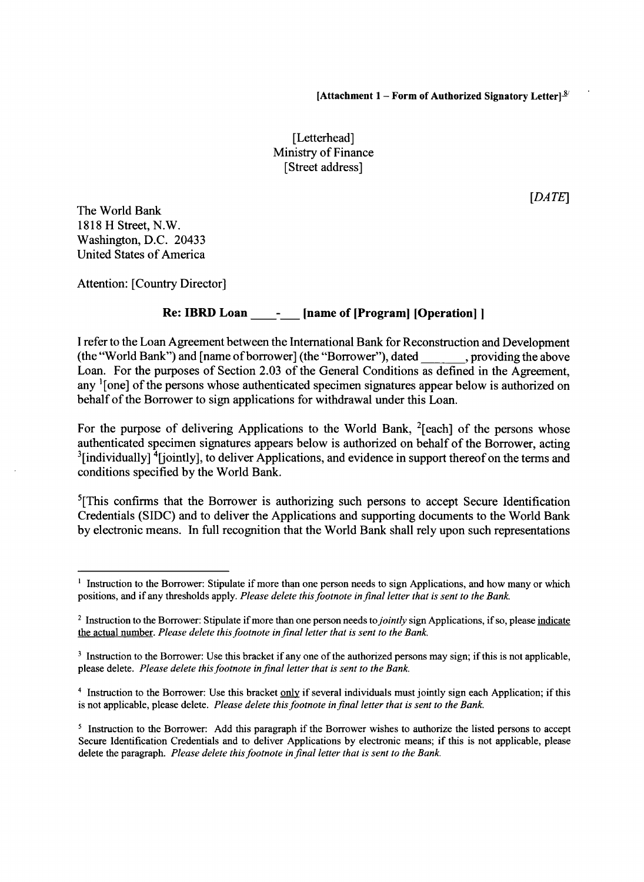**[Attachment 1 – Form of Authorized Signatory Letter]**[8]

[Letterhead]
Ministry of Finance
[Street address]

*[DATE]*

The World Bank
1818 H Street, N.W.
Washington, D.C. 20433
United States of America

Attention: [Country Director]

**Re: IBRD Loan \_\_\_\_-\_\_\_ [name of [Program] [Operation] ]**

I refer to the Loan Agreement between the International Bank for Reconstruction and Development (the "World Bank") and [name of borrower] (the "Borrower"), dated \_\_\_\_\_\_\_, providing the above Loan. For the purposes of Section 2.03 of the General Conditions as defined in the Agreement, any [1][one] of the persons whose authenticated specimen signatures appear below is authorized on behalf of the Borrower to sign applications for withdrawal under this Loan.

For the purpose of delivering Applications to the World Bank, [2][each] of the persons whose authenticated specimen signatures appears below is authorized on behalf of the Borrower, acting [3][individually] [4][jointly], to deliver Applications, and evidence in support thereof on the terms and conditions specified by the World Bank.

[5][This confirms that the Borrower is authorizing such persons to accept Secure Identification Credentials (SIDC) and to deliver the Applications and supporting documents to the World Bank by electronic means. In full recognition that the World Bank shall rely upon such representations

---

[1] Instruction to the Borrower: Stipulate if more than one person needs to sign Applications, and how many or which positions, and if any thresholds apply. *Please delete this footnote in final letter that is sent to the Bank.*

[2] Instruction to the Borrower: Stipulate if more than one person needs to *jointly* sign Applications, if so, please indicate the actual number. *Please delete this footnote in final letter that is sent to the Bank.*

[3] Instruction to the Borrower: Use this bracket if any one of the authorized persons may sign; if this is not applicable, please delete. *Please delete this footnote in final letter that is sent to the Bank.*

[4] Instruction to the Borrower: Use this bracket only if several individuals must jointly sign each Application; if this is not applicable, please delete. *Please delete this footnote in final letter that is sent to the Bank.*

[5] Instruction to the Borrower: Add this paragraph if the Borrower wishes to authorize the listed persons to accept Secure Identification Credentials and to deliver Applications by electronic means; if this is not applicable, please delete the paragraph. *Please delete this footnote in final letter that is sent to the Bank.*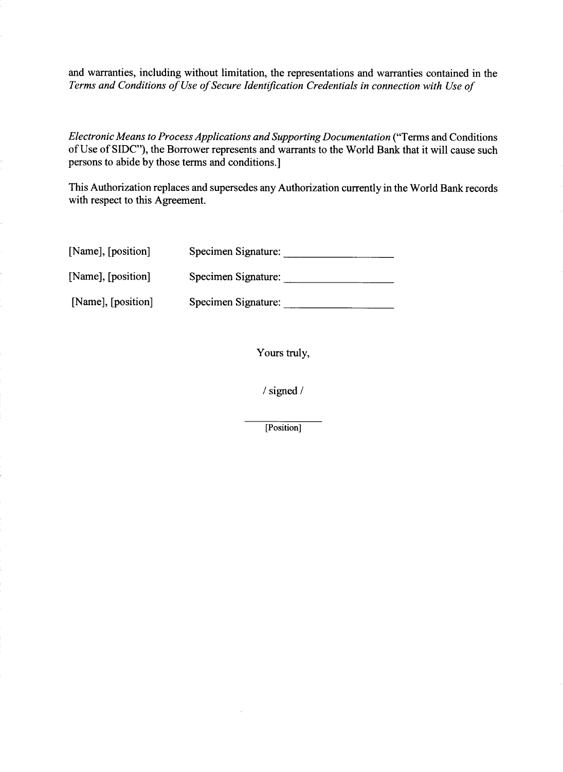and warranties, including without limitation, the representations and warranties contained in the *Terms and Conditions of Use of Secure Identification Credentials in connection with Use of Electronic Means to Process Applications and Supporting Documentation* ("Terms and Conditions of Use of SIDC"), the Borrower represents and warrants to the World Bank that it will cause such persons to abide by those terms and conditions.]

This Authorization replaces and supersedes any Authorization currently in the World Bank records with respect to this Agreement.

[Name], [position] Specimen Signature: ___________________

[Name], [position] Specimen Signature: ___________________

[Name], [position] Specimen Signature: ___________________

Yours truly,

/ signed /

[Position]